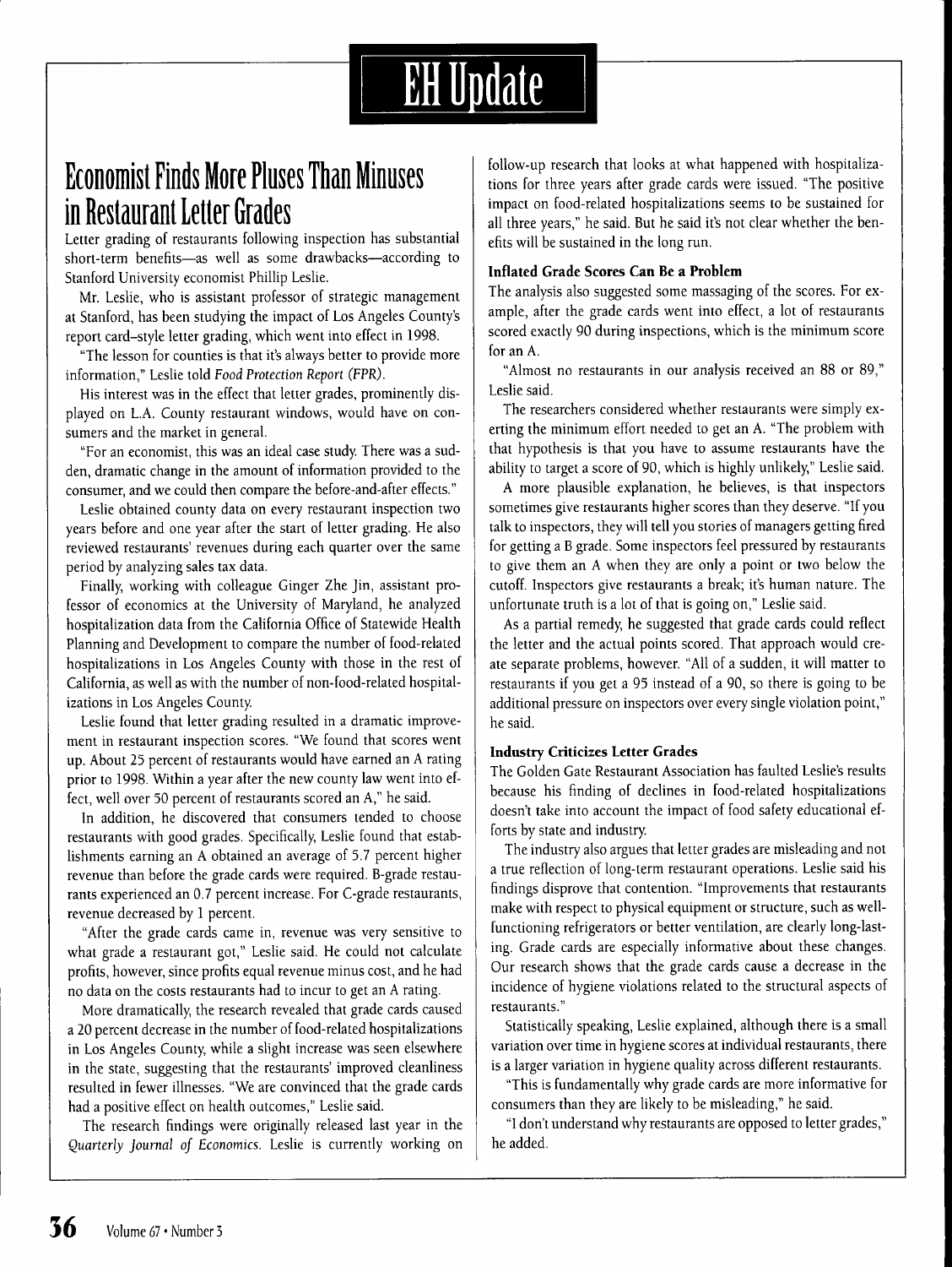# Economist Finds More Pluses Than Minuses in Restaurant Letter Grades

Letter grading of restaurants following inspection has substantial short-term benefits—as well as some drawbacks—according to Stanford University economist Phillip Leslie.

Mr. Leslie, who is assistant professor of strategic management at Stanford, has been studying the impact of Los Angeles County's report card–style letter grading, which went into effect in 1998.

"The lesson for counties is that it's always better to provide more information," Leslie told *Food Protection Report (FPR)*.

His interest was in the effect that letter grades, prominently displayed on L.A. County restaurant windows, would have on consumers and the market in general.

"For an economist, this was an ideal case study. There was a sudden, dramatic change in the amount of information provided to the consumer, and we could then compare the before-and-after effects."

Leslie obtained county data on every restaurant inspection two years before and one year after the start of letter grading. He also reviewed restaurants' revenues during each quarter over the same period by analyzing sales tax data.

Finally, working with colleague Ginger Zhe Jin, assistant professor of economics at the University of Maryland, he analyzed hospitalization data from the California Office of Statewide Health Planning and Development to compare the number of food-related hospitalizations in Los Angeles County with those in the rest of California, as well as with the number of non-food-related hospitalizations in Los Angeles County.

Leslie found that letter grading resulted in a dramatic improvement in restaurant inspection scores. "We found that scores went up. About 25 percent of restaurants would have earned an A rating prior to 1998. Within a year after the new county law went into effect, well over 50 percent of restaurants scored an A," he said.

In addition, he discovered that consumers tended to choose restaurants with good grades. Specifically, Leslie found that establishments earning an A obtained an average of 5.7 percent higher revenue than before the grade cards were required. B-grade restaurants experienced an 0.7 percent increase. For C-grade restaurants, revenue decreased by 1 percent.

"After the grade cards came in, revenue was very sensitive to what grade a restaurant got," Leslie said. He could not calculate profits, however, since profits equal revenue minus cost, and he had no data on the costs restaurants had to incur to get an A rating.

More dramatically, the research revealed that grade cards caused a 20 percent decrease in the number of food-related hospitalizations in Los Angeles County, while a slight increase was seen elsewhere in the state, suggesting that the restaurants' improved cleanliness resulted in fewer illnesses. "We are convinced that the grade cards had a positive effect on health outcomes," Leslie said.

The research findings were originally released last year in the *Quarterly Journal of Economics*. Leslie is currently working on follow-up research that looks at what happened with hospitalizations for three years after grade cards were issued. "The positive impact on food-related hospitalizations seems to be sustained for all three years," he said. But he said it's not clear whether the benefits will be sustained in the long run.

### Inflated Grade Scores Can Be a Problem

The analysis also suggested some massaging of the scores. For example, after the grade cards went into effect, a lot of restaurants scored exactly 90 during inspections, which is the minimum score for an A.

"Almost no restaurants in our analysis received an 88 or 89," Leslie said.

The researchers considered whether restaurants were simply exerting the minimum effort needed to get an A. "The problem with that hypothesis is that you have to assume restaurants have the ability to target a score of 90, which is highly unlikely," Leslie said.

A more plausible explanation, he believes, is that inspectors sometimes give restaurants higher scores than they deserve. "If you talk to inspectors, they will tell you stories of managers getting fired for getting a B grade. Some inspectors feel pressured by restaurants to give them an A when they are only a point or two below the cutoff. Inspectors give restaurants a break; it's human nature. The unfortunate truth is a lot of that is going on," Leslie said.

As a partial remedy, he suggested that grade cards could reflect the letter and the actual points scored. That approach would create separate problems, however. "All of a sudden, it will matter to restaurants if you get a 95 instead of a 90, so there is going to be additional pressure on inspectors over every single violation point," he said.

### Industry Criticizes Letter Grades

The Golden Gate Restaurant Association has faulted Leslie's results because his finding of declines in food-related hospitalizations doesn't take into account the impact of food safety educational efforts by state and industry.

The industry also argues that letter grades are misleading and not a true reflection of long-term restaurant operations. Leslie said his findings disprove that contention. "Improvements that restaurants make with respect to physical equipment or structure, such as well-functioning refrigerators or better ventilation, are clearly long-lasting. Grade cards are especially informative about these changes. Our research shows that the grade cards cause a decrease in the incidence of hygiene violations related to the structural aspects of restaurants."

Statistically speaking, Leslie explained, although there is a small variation over time in hygiene scores at individual restaurants, there is a larger variation in hygiene quality across different restaurants.

"This is fundamentally why grade cards are more informative for consumers than they are likely to be misleading," he said.

"I don't understand why restaurants are opposed to letter grades," he added.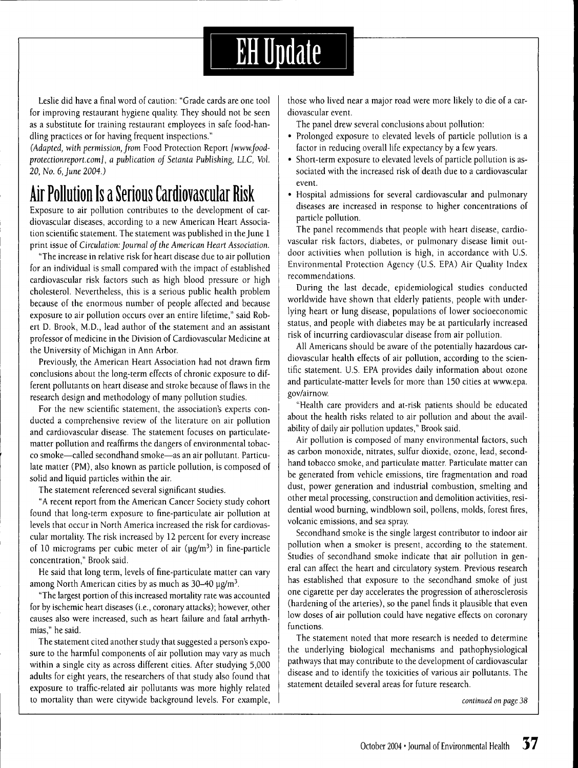Leslie did have a final word of caution: "Grade cards are one tool for improving restaurant hygiene quality. They should not be seen as a substitute for training restaurant employees in safe food-handling practices or for having frequent inspections."

*(Adapted, with permission, from* Food Protection Report *[www.foodprotectionreport.com], a publication of Setanta Publishing, LLC, Vol. 20, No. 6, June 2004.)*

# Air Pollution Is a Serious Cardiovascular Risk

Exposure to air pollution contributes to the development of cardiovascular diseases, according to a new American Heart Association scientific statement. The statement was published in the June 1 print issue of *Circulation: Journal of the American Heart Association.*

"The increase in relative risk for heart disease due to air pollution for an individual is small compared with the impact of established cardiovascular risk factors such as high blood pressure or high cholesterol. Nevertheless, this is a serious public health problem because of the enormous number of people affected and because exposure to air pollution occurs over an entire lifetime," said Robert D. Brook, M.D., lead author of the statement and an assistant professor of medicine in the Division of Cardiovascular Medicine at the University of Michigan in Ann Arbor.

Previously, the American Heart Association had not drawn firm conclusions about the long-term effects of chronic exposure to different pollutants on heart disease and stroke because of flaws in the research design and methodology of many pollution studies.

For the new scientific statement, the association's experts conducted a comprehensive review of the literature on air pollution and cardiovascular disease. The statement focuses on particulate-matter pollution and reaffirms the dangers of environmental tobacco smoke—called secondhand smoke—as an air pollutant. Particulate matter (PM), also known as particle pollution, is composed of solid and liquid particles within the air.

The statement referenced several significant studies.

"A recent report from the American Cancer Society study cohort found that long-term exposure to fine-particulate air pollution at levels that occur in North America increased the risk for cardiovascular mortality. The risk increased by 12 percent for every increase of 10 micrograms per cubic meter of air ($\mu g/m^3$) in fine-particle concentration," Brook said.

He said that long term, levels of fine-particulate matter can vary among North American cities by as much as 30–40 $\mu g/m^3$.

"The largest portion of this increased mortality rate was accounted for by ischemic heart diseases (i.e., coronary attacks); however, other causes also were increased, such as heart failure and fatal arrhythmias," he said.

The statement cited another study that suggested a person's exposure to the harmful components of air pollution may vary as much within a single city as across different cities. After studying 5,000 adults for eight years, the researchers of that study also found that exposure to traffic-related air pollutants was more highly related to mortality than were citywide background levels. For example, those who lived near a major road were more likely to die of a cardiovascular event.

The panel drew several conclusions about pollution:

- Prolonged exposure to elevated levels of particle pollution is a factor in reducing overall life expectancy by a few years.
- Short-term exposure to elevated levels of particle pollution is associated with the increased risk of death due to a cardiovascular event.
- Hospital admissions for several cardiovascular and pulmonary diseases are increased in response to higher concentrations of particle pollution.

The panel recommends that people with heart disease, cardiovascular risk factors, diabetes, or pulmonary disease limit outdoor activities when pollution is high, in accordance with U.S. Environmental Protection Agency (U.S. EPA) Air Quality Index recommendations.

During the last decade, epidemiological studies conducted worldwide have shown that elderly patients, people with underlying heart or lung disease, populations of lower socioeconomic status, and people with diabetes may be at particularly increased risk of incurring cardiovascular disease from air pollution.

All Americans should be aware of the potentially hazardous cardiovascular health effects of air pollution, according to the scientific statement. U.S. EPA provides daily information about ozone and particulate-matter levels for more than 150 cities at www.epa.gov/airnow.

"Health care providers and at-risk patients should be educated about the health risks related to air pollution and about the availability of daily air pollution updates," Brook said.

Air pollution is composed of many environmental factors, such as carbon monoxide, nitrates, sulfur dioxide, ozone, lead, secondhand tobacco smoke, and particulate matter. Particulate matter can be generated from vehicle emissions, tire fragmentation and road dust, power generation and industrial combustion, smelting and other metal processing, construction and demolition activities, residential wood burning, windblown soil, pollens, molds, forest fires, volcanic emissions, and sea spray.

Secondhand smoke is the single largest contributor to indoor air pollution when a smoker is present, according to the statement. Studies of secondhand smoke indicate that air pollution in general can affect the heart and circulatory system. Previous research has established that exposure to the secondhand smoke of just one cigarette per day accelerates the progression of atherosclerosis (hardening of the arteries), so the panel finds it plausible that even low doses of air pollution could have negative effects on coronary functions.

The statement noted that more research is needed to determine the underlying biological mechanisms and pathophysiological pathways that may contribute to the development of cardiovascular disease and to identify the toxicities of various air pollutants. The statement detailed several areas for future research.

*continued on page 38*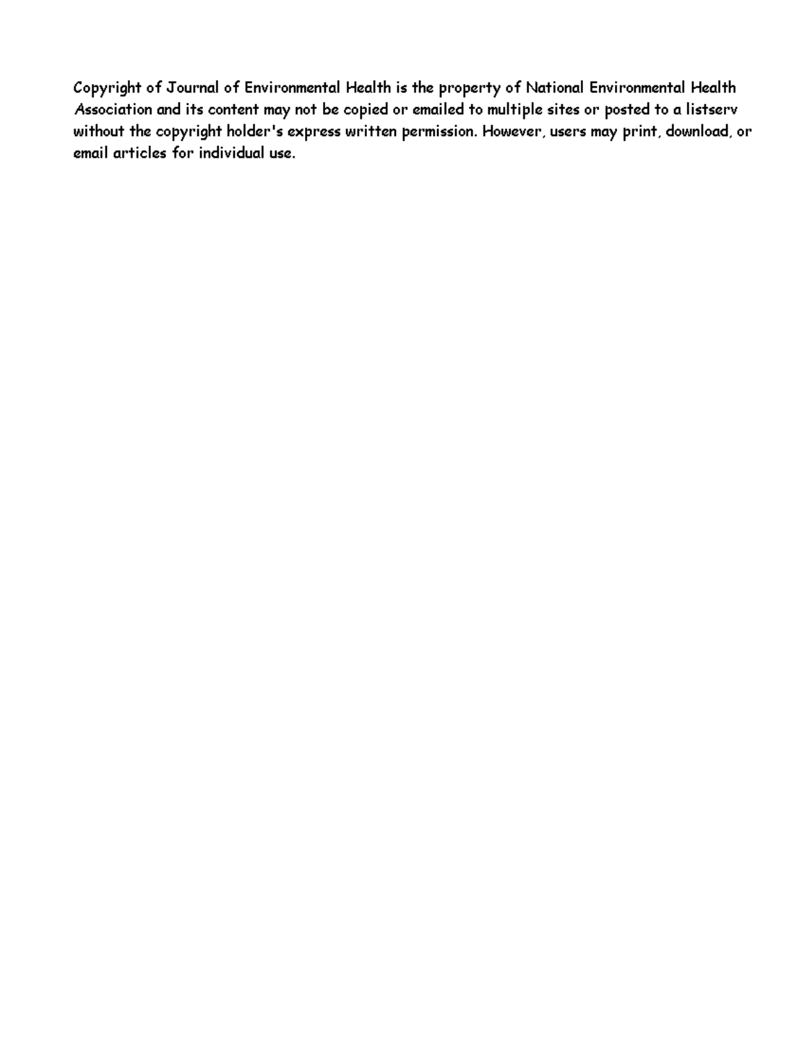Copyright of Journal of Environmental Health is the property of National Environmental Health Association and its content may not be copied or emailed to multiple sites or posted to a listserv without the copyright holder's express written permission. However, users may print, download, or email articles for individual use.